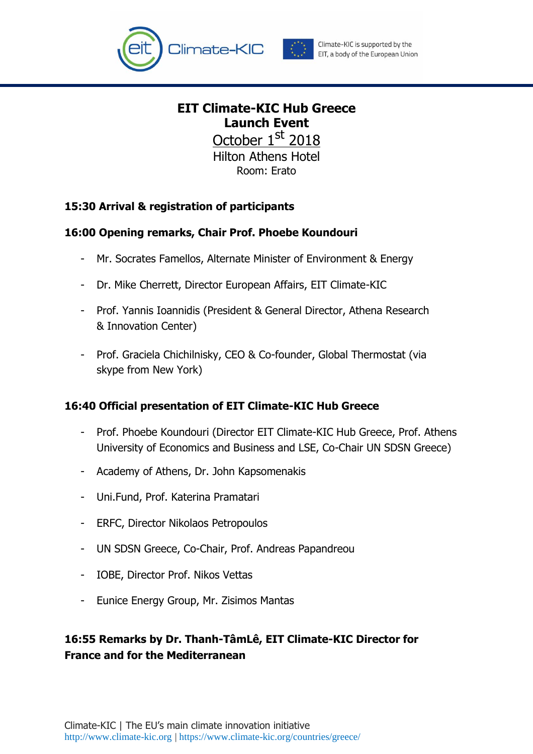Climate-KIC is supported by the EIT, a body of the European Union

# EIT Climate-KIC Hub Greece
# Launch Event

October 1st 2018

Hilton Athens Hotel

Room: Erato

**15:30 Arrival & registration of participants**

**16:00 Opening remarks, Chair Prof. Phoebe Koundouri**

- Mr. Socrates Famellos, Alternate Minister of Environment & Energy
- Dr. Mike Cherrett, Director European Affairs, EIT Climate-KIC
- Prof. Yannis Ioannidis (President & General Director, Athena Research & Innovation Center)
- Prof. Graciela Chichilnisky, CEO & Co-founder, Global Thermostat (via skype from New York)

**16:40 Official presentation of EIT Climate-KIC Hub Greece**

- Prof. Phoebe Koundouri (Director EIT Climate-KIC Hub Greece, Prof. Athens University of Economics and Business and LSE, Co-Chair UN SDSN Greece)
- Academy of Athens, Dr. John Kapsomenakis
- Uni.Fund, Prof. Katerina Pramatari
- ERFC, Director Nikolaos Petropoulos
- UN SDSN Greece, Co-Chair, Prof. Andreas Papandreou
- IOBE, Director Prof. Nikos Vettas
- Eunice Energy Group, Mr. Zisimos Mantas

**16:55 Remarks by Dr. Thanh-TâmLê, EIT Climate-KIC Director for France and for the Mediterranean**

Climate-KIC | The EU's main climate innovation initiative
http://www.climate-kic.org | https://www.climate-kic.org/countries/greece/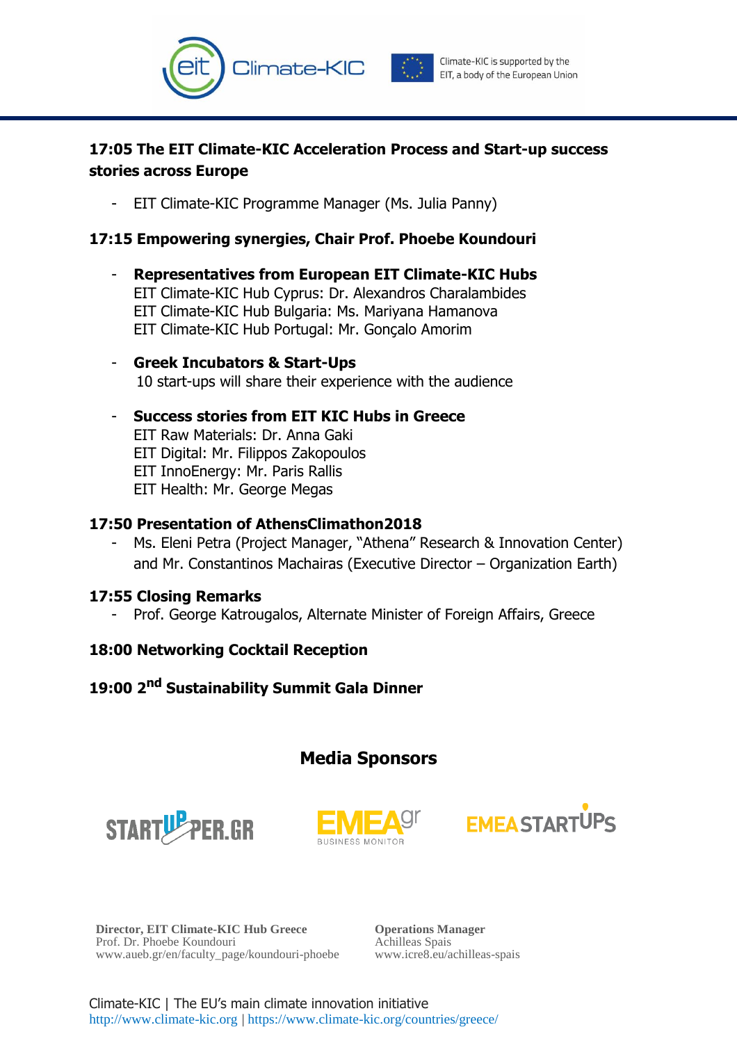**17:05 The EIT Climate-KIC Acceleration Process and Start-up success stories across Europe**

- EIT Climate-KIC Programme Manager (Ms. Julia Panny)

**17:15 Empowering synergies, Chair Prof. Phoebe Koundouri**

- **Representatives from European EIT Climate-KIC Hubs**
  EIT Climate-KIC Hub Cyprus: Dr. Alexandros Charalambides
  EIT Climate-KIC Hub Bulgaria: Ms. Mariyana Hamanova
  EIT Climate-KIC Hub Portugal: Mr. Gonçalo Amorim

- **Greek Incubators & Start-Ups**
  10 start-ups will share their experience with the audience

- **Success stories from EIT KIC Hubs in Greece**
  EIT Raw Materials: Dr. Anna Gaki
  EIT Digital: Mr. Filippos Zakopoulos
  EIT InnoEnergy: Mr. Paris Rallis
  EIT Health: Mr. George Megas

**17:50 Presentation of AthensClimathon2018**

- Ms. Eleni Petra (Project Manager, "Athena" Research & Innovation Center) and Mr. Constantinos Machairas (Executive Director – Organization Earth)

**17:55 Closing Remarks**

- Prof. George Katrougalos, Alternate Minister of Foreign Affairs, Greece

**18:00 Networking Cocktail Reception**

**19:00 2nd Sustainability Summit Gala Dinner**

## Media Sponsors

STARTUPPER.GR

EMEAgr BUSINESS MONITOR

EMEA STARTUPS

**Director, EIT Climate-KIC Hub Greece**
Prof. Dr. Phoebe Koundouri
www.aueb.gr/en/faculty_page/koundouri-phoebe

**Operations Manager**
Achilleas Spais
www.icre8.eu/achilleas-spais

Climate-KIC | The EU's main climate innovation initiative
http://www.climate-kic.org | https://www.climate-kic.org/countries/greece/